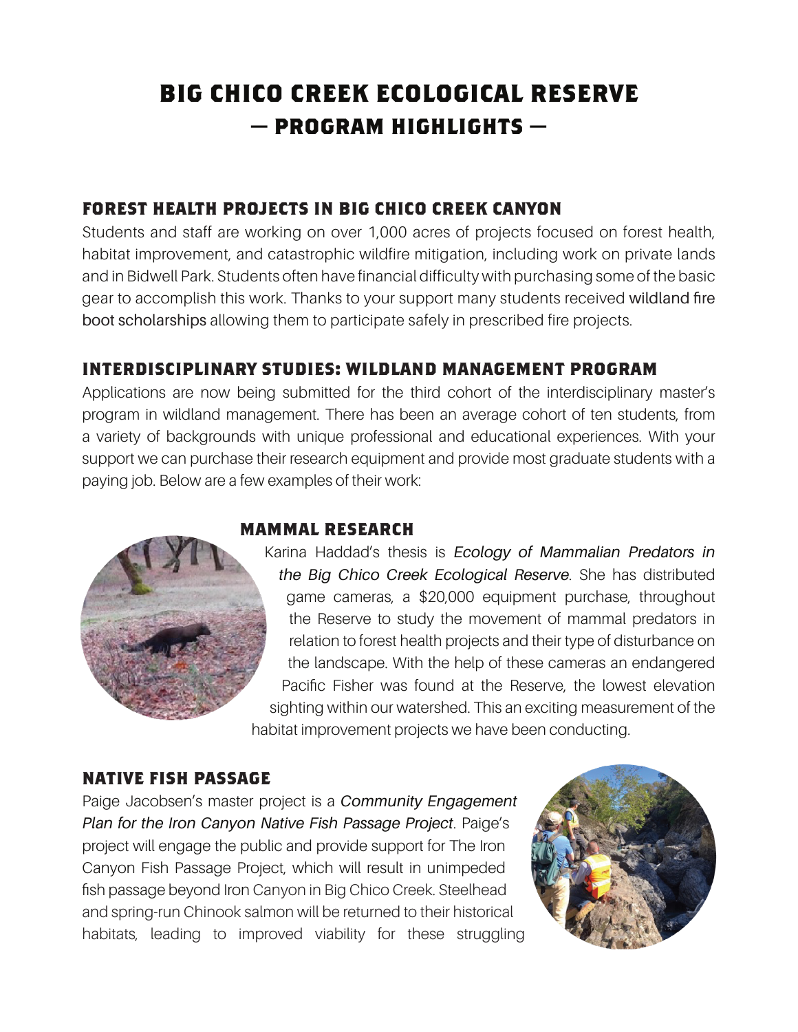# BIG CHICO CREEK ECOLOGICAL RESERVE
## — PROGRAM HIGHLIGHTS —

### FOREST HEALTH PROJECTS IN BIG CHICO CREEK CANYON

Students and staff are working on over 1,000 acres of projects focused on forest health, habitat improvement, and catastrophic wildfire mitigation, including work on private lands and in Bidwell Park. Students often have financial difficulty with purchasing some of the basic gear to accomplish this work. Thanks to your support many students received wildland fire boot scholarships allowing them to participate safely in prescribed fire projects.

### INTERDISCIPLINARY STUDIES: WILDLAND MANAGEMENT PROGRAM

Applications are now being submitted for the third cohort of the interdisciplinary master's program in wildland management. There has been an average cohort of ten students, from a variety of backgrounds with unique professional and educational experiences. With your support we can purchase their research equipment and provide most graduate students with a paying job. Below are a few examples of their work:

### MAMMAL RESEARCH

Karina Haddad's thesis is *Ecology of Mammalian Predators in the Big Chico Creek Ecological Reserve*. She has distributed game cameras, a $20,000 equipment purchase, throughout the Reserve to study the movement of mammal predators in relation to forest health projects and their type of disturbance on the landscape. With the help of these cameras an endangered Pacific Fisher was found at the Reserve, the lowest elevation sighting within our watershed. This an exciting measurement of the habitat improvement projects we have been conducting.

### NATIVE FISH PASSAGE

Paige Jacobsen's master project is a *Community Engagement Plan for the Iron Canyon Native Fish Passage Project*. Paige's project will engage the public and provide support for The Iron Canyon Fish Passage Project, which will result in unimpeded fish passage beyond Iron Canyon in Big Chico Creek. Steelhead and spring-run Chinook salmon will be returned to their historical habitats, leading to improved viability for these struggling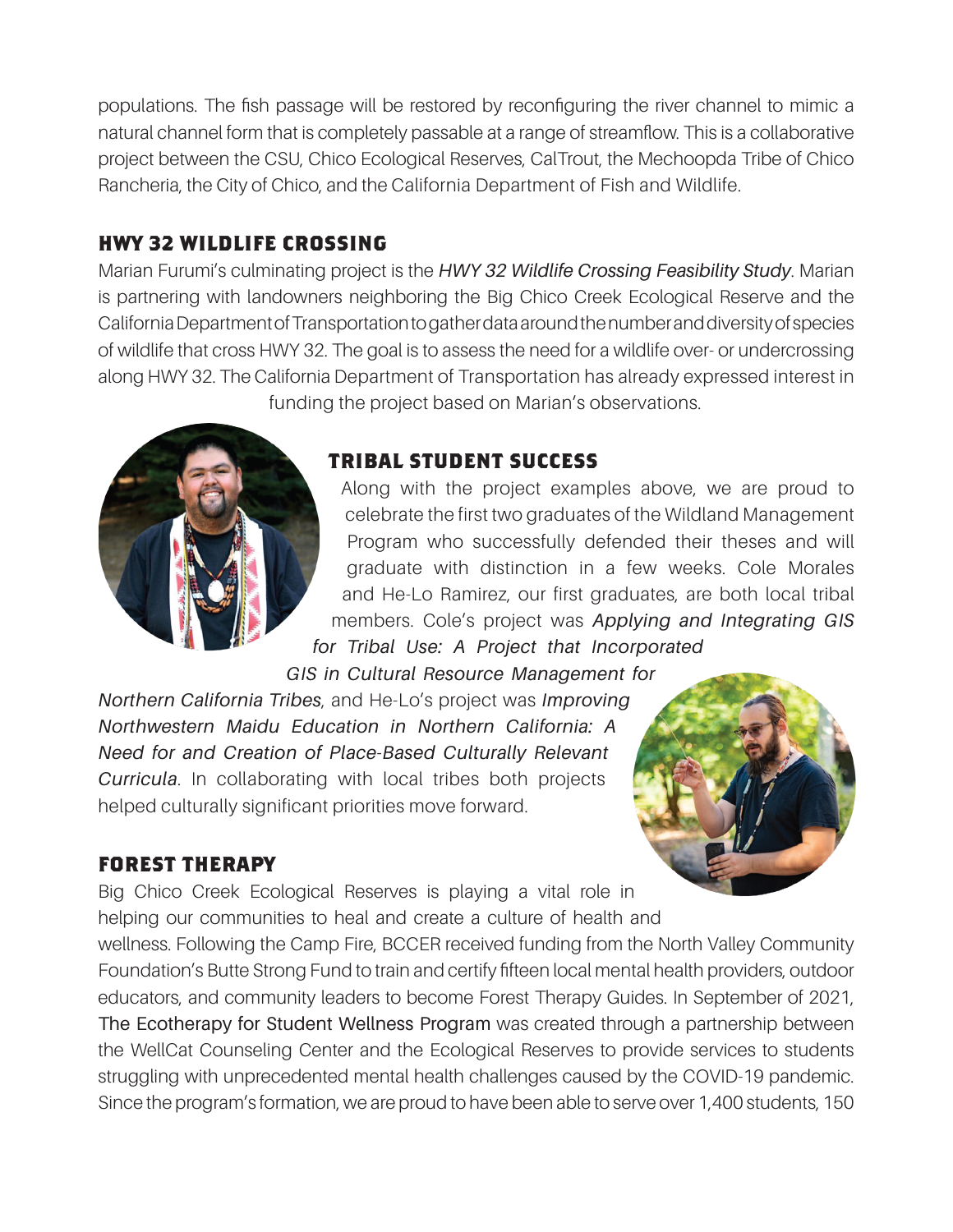populations. The fish passage will be restored by reconfiguring the river channel to mimic a natural channel form that is completely passable at a range of streamflow. This is a collaborative project between the CSU, Chico Ecological Reserves, CalTrout, the Mechoopda Tribe of Chico Rancheria, the City of Chico, and the California Department of Fish and Wildlife.

## HWY 32 WILDLIFE CROSSING

Marian Furumi's culminating project is the *HWY 32 Wildlife Crossing Feasibility Study*. Marian is partnering with landowners neighboring the Big Chico Creek Ecological Reserve and the California Department of Transportation to gather data around the number and diversity of species of wildlife that cross HWY 32. The goal is to assess the need for a wildlife over- or undercrossing along HWY 32. The California Department of Transportation has already expressed interest in funding the project based on Marian's observations.

## TRIBAL STUDENT SUCCESS

Along with the project examples above, we are proud to celebrate the first two graduates of the Wildland Management Program who successfully defended their theses and will graduate with distinction in a few weeks. Cole Morales and He-Lo Ramirez, our first graduates, are both local tribal members. Cole's project was *Applying and Integrating GIS for Tribal Use: A Project that Incorporated GIS in Cultural Resource Management for Northern California Tribes*, and He-Lo's project was *Improving Northwestern Maidu Education in Northern California: A Need for and Creation of Place-Based Culturally Relevant Curricula*. In collaborating with local tribes both projects helped culturally significant priorities move forward.

## FOREST THERAPY

Big Chico Creek Ecological Reserves is playing a vital role in helping our communities to heal and create a culture of health and wellness. Following the Camp Fire, BCCER received funding from the North Valley Community Foundation's Butte Strong Fund to train and certify fifteen local mental health providers, outdoor educators, and community leaders to become Forest Therapy Guides. In September of 2021, The Ecotherapy for Student Wellness Program was created through a partnership between the WellCat Counseling Center and the Ecological Reserves to provide services to students struggling with unprecedented mental health challenges caused by the COVID-19 pandemic. Since the program's formation, we are proud to have been able to serve over 1,400 students, 150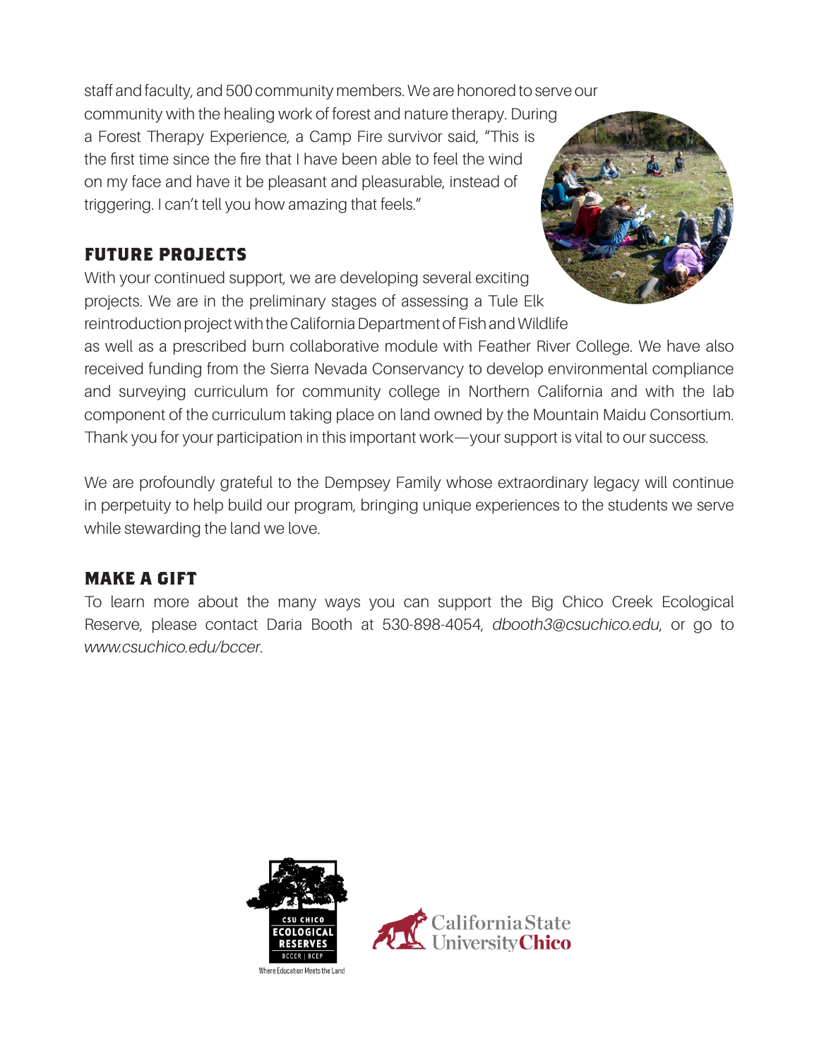staff and faculty, and 500 community members. We are honored to serve our community with the healing work of forest and nature therapy. During a Forest Therapy Experience, a Camp Fire survivor said, "This is the first time since the fire that I have been able to feel the wind on my face and have it be pleasant and pleasurable, instead of triggering. I can't tell you how amazing that feels."

## FUTURE PROJECTS

With your continued support, we are developing several exciting projects. We are in the preliminary stages of assessing a Tule Elk reintroduction project with the California Department of Fish and Wildlife as well as a prescribed burn collaborative module with Feather River College. We have also received funding from the Sierra Nevada Conservancy to develop environmental compliance and surveying curriculum for community college in Northern California and with the lab component of the curriculum taking place on land owned by the Mountain Maidu Consortium. Thank you for your participation in this important work—your support is vital to our success.

We are profoundly grateful to the Dempsey Family whose extraordinary legacy will continue in perpetuity to help build our program, bringing unique experiences to the students we serve while stewarding the land we love.

## MAKE A GIFT

To learn more about the many ways you can support the Big Chico Creek Ecological Reserve, please contact Daria Booth at 530-898-4054, *dbooth3@csuchico.edu*, or go to *www.csuchico.edu/bccer*.

CSU CHICO ECOLOGICAL RESERVES
BCCER | BCEP
Where Education Meets the Land

California State University Chico